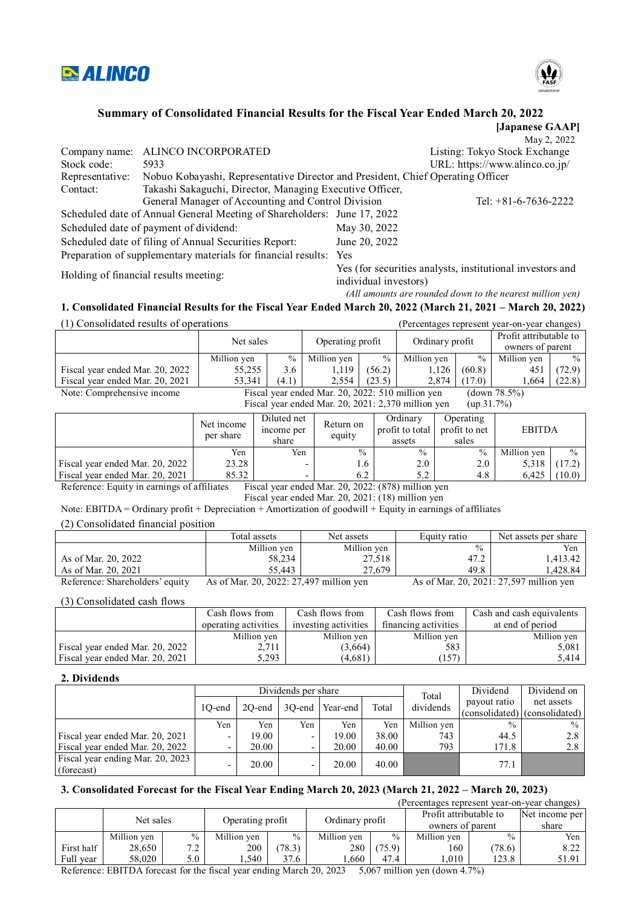# Summary of Consolidated Financial Results for the Fiscal Year Ended March 20, 2022

**[Japanese GAAP]**

May 2, 2022

Company name: ALINCO INCORPORATED
Listing: Tokyo Stock Exchange
Stock code: 5933
URL: https://www.alinco.co.jp/
Representative: Nobuo Kobayashi, Representative Director and President, Chief Operating Officer
Contact: Takashi Sakaguchi, Director, Managing Executive Officer, General Manager of Accounting and Control Division
Tel: +81-6-7636-2222
Scheduled date of Annual General Meeting of Shareholders: June 17, 2022
Scheduled date of payment of dividend: May 30, 2022
Scheduled date of filing of Annual Securities Report: June 20, 2022
Preparation of supplementary materials for financial results: Yes
Holding of financial results meeting: Yes (for securities analysts, institutional investors and individual investors)

*(All amounts are rounded down to the nearest million yen)*

## 1. Consolidated Financial Results for the Fiscal Year Ended March 20, 2022 (March 21, 2021 – March 20, 2022)

(1) Consolidated results of operations (Percentages represent year-on-year changes)

| | Net sales | | Operating profit | | Ordinary profit | | Profit attributable to owners of parent | |
|---|---|---|---|---|---|---|---|---|
| | Million yen | % | Million yen | % | Million yen | % | Million yen | % |
| Fiscal year ended Mar. 20, 2022 | 55,255 | 3.6 | 1,119 | (56.2) | 1,126 | (60.8) | 451 | (72.9) |
| Fiscal year ended Mar. 20, 2021 | 53,341 | (4.1) | 2,554 | (23.5) | 2,874 | (17.0) | 1,664 | (22.8) |

Note: Comprehensive income
Fiscal year ended Mar. 20, 2022: 510 million yen (down 78.5%)
Fiscal year ended Mar. 20, 2021: 2,370 million yen (up 31.7%)

| | Net income per share | Diluted net income per share | Return on equity | Ordinary profit to total assets | Operating profit to net sales | EBITDA | |
|---|---|---|---|---|---|---|---|
| | Yen | Yen | % | % | % | Million yen | % |
| Fiscal year ended Mar. 20, 2022 | 23.28 | - | 1.6 | 2.0 | 2.0 | 5,318 | (17.2) |
| Fiscal year ended Mar. 20, 2021 | 85.32 | - | 6.2 | 5.2 | 4.8 | 6,425 | (10.0) |

Reference: Equity in earnings of affiliates
Fiscal year ended Mar. 20, 2022: (878) million yen
Fiscal year ended Mar. 20, 2021: (18) million yen

Note: EBITDA = Ordinary profit + Depreciation + Amortization of goodwill + Equity in earnings of affiliates

(2) Consolidated financial position

| | Total assets | Net assets | Equity ratio | Net assets per share |
|---|---|---|---|---|
| | Million yen | Million yen | % | Yen |
| As of Mar. 20, 2022 | 58,234 | 27,518 | 47.2 | 1,413.42 |
| As of Mar. 20, 2021 | 55,443 | 27,679 | 49.8 | 1,428.84 |

Reference: Shareholders' equity As of Mar. 20, 2022: 27,497 million yen As of Mar. 20, 2021: 27,597 million yen

(3) Consolidated cash flows

| | Cash flows from operating activities | Cash flows from investing activities | Cash flows from financing activities | Cash and cash equivalents at end of period |
|---|---|---|---|---|
| | Million yen | Million yen | Million yen | Million yen |
| Fiscal year ended Mar. 20, 2022 | 2,711 | (3,664) | 583 | 5,081 |
| Fiscal year ended Mar. 20, 2021 | 5,293 | (4,681) | (157) | 5,414 |

## 2. Dividends

| | Dividends per share | | | | | Total dividends | Dividend payout ratio (consolidated) | Dividend on net assets (consolidated) |
|---|---|---|---|---|---|---|---|---|
| | 1Q-end | 2Q-end | 3Q-end | Year-end | Total | | | |
| | Yen | Yen | Yen | Yen | Yen | Million yen | % | % |
| Fiscal year ended Mar. 20, 2021 | - | 19.00 | - | 19.00 | 38.00 | 743 | 44.5 | 2.8 |
| Fiscal year ended Mar. 20, 2022 | - | 20.00 | - | 20.00 | 40.00 | 793 | 171.8 | 2.8 |
| Fiscal year ending Mar. 20, 2023 (forecast) | - | 20.00 | - | 20.00 | 40.00 | | 77.1 | |

## 3. Consolidated Forecast for the Fiscal Year Ending March 20, 2023 (March 21, 2022 – March 20, 2023)

(Percentages represent year-on-year changes)

| | Net sales | | Operating profit | | Ordinary profit | | Profit attributable to owners of parent | | Net income per share |
|---|---|---|---|---|---|---|---|---|---|
| | Million yen | % | Million yen | % | Million yen | % | Million yen | % | Yen |
| First half | 28,650 | 7.2 | 200 | (78.3) | 280 | (75.9) | 160 | (78.6) | 8.22 |
| Full year | 58,020 | 5.0 | 1,540 | 37.6 | 1,660 | 47.4 | 1,010 | 123.8 | 51.91 |

Reference: EBITDA forecast for the fiscal year ending March 20, 2023 5,067 million yen (down 4.7%)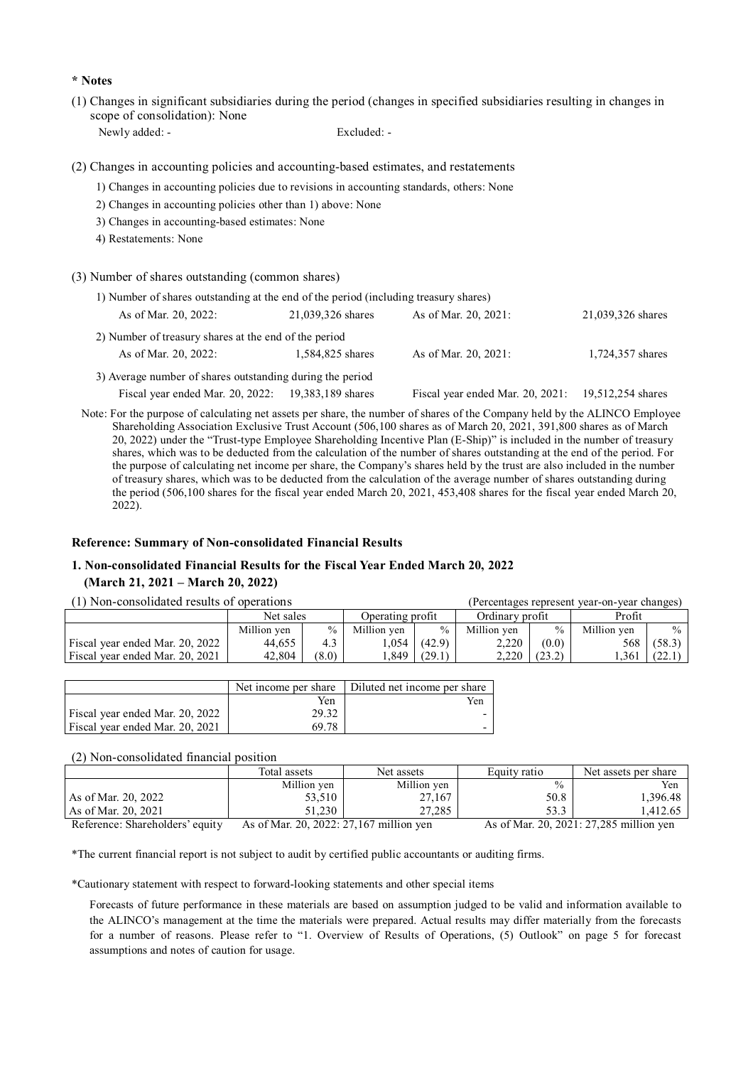**\* Notes**

(1) Changes in significant subsidiaries during the period (changes in specified subsidiaries resulting in changes in scope of consolidation): None

Newly added: - Excluded: -

(2) Changes in accounting policies and accounting-based estimates, and restatements

1) Changes in accounting policies due to revisions in accounting standards, others: None

2) Changes in accounting policies other than 1) above: None

3) Changes in accounting-based estimates: None

4) Restatements: None

(3) Number of shares outstanding (common shares)

1) Number of shares outstanding at the end of the period (including treasury shares)

| | | | |
|---|---|---|---|
| As of Mar. 20, 2022: | 21,039,326 shares | As of Mar. 20, 2021: | 21,039,326 shares |

2) Number of treasury shares at the end of the period

| | | | |
|---|---|---|---|
| As of Mar. 20, 2022: | 1,584,825 shares | As of Mar. 20, 2021: | 1,724,357 shares |

3) Average number of shares outstanding during the period

| | | | |
|---|---|---|---|
| Fiscal year ended Mar. 20, 2022: | 19,383,189 shares | Fiscal year ended Mar. 20, 2021: | 19,512,254 shares |

Note: For the purpose of calculating net assets per share, the number of shares of the Company held by the ALINCO Employee Shareholding Association Exclusive Trust Account (506,100 shares as of March 20, 2021, 391,800 shares as of March 20, 2022) under the "Trust-type Employee Shareholding Incentive Plan (E-Ship)" is included in the number of treasury shares, which was to be deducted from the calculation of the number of shares outstanding at the end of the period. For the purpose of calculating net income per share, the Company's shares held by the trust are also included in the number of treasury shares, which was to be deducted from the calculation of the average number of shares outstanding during the period (506,100 shares for the fiscal year ended March 20, 2021, 453,408 shares for the fiscal year ended March 20, 2022).

**Reference: Summary of Non-consolidated Financial Results**

### 1. Non-consolidated Financial Results for the Fiscal Year Ended March 20, 2022 (March 21, 2021 – March 20, 2022)

(1) Non-consolidated results of operations (Percentages represent year-on-year changes)

| | Net sales | | Operating profit | | Ordinary profit | | Profit | |
|---|---|---|---|---|---|---|---|---|
| | Million yen | % | Million yen | % | Million yen | % | Million yen | % |
| Fiscal year ended Mar. 20, 2022 | 44,655 | 4.3 | 1,054 | (42.9) | 2,220 | (0.0) | 568 | (58.3) |
| Fiscal year ended Mar. 20, 2021 | 42,804 | (8.0) | 1,849 | (29.1) | 2,220 | (23.2) | 1,361 | (22.1) |

| | Net income per share | Diluted net income per share |
|---|---|---|
| | Yen | Yen |
| Fiscal year ended Mar. 20, 2022 | 29.32 | - |
| Fiscal year ended Mar. 20, 2021 | 69.78 | - |

(2) Non-consolidated financial position

| | Total assets | Net assets | Equity ratio | Net assets per share |
|---|---|---|---|---|
| | Million yen | Million yen | % | Yen |
| As of Mar. 20, 2022 | 53,510 | 27,167 | 50.8 | 1,396.48 |
| As of Mar. 20, 2021 | 51,230 | 27,285 | 53.3 | 1,412.65 |

Reference: Shareholders' equity As of Mar. 20, 2022: 27,167 million yen As of Mar. 20, 2021: 27,285 million yen

\*The current financial report is not subject to audit by certified public accountants or auditing firms.

\*Cautionary statement with respect to forward-looking statements and other special items

Forecasts of future performance in these materials are based on assumption judged to be valid and information available to the ALINCO's management at the time the materials were prepared. Actual results may differ materially from the forecasts for a number of reasons. Please refer to "1. Overview of Results of Operations, (5) Outlook" on page 5 for forecast assumptions and notes of caution for usage.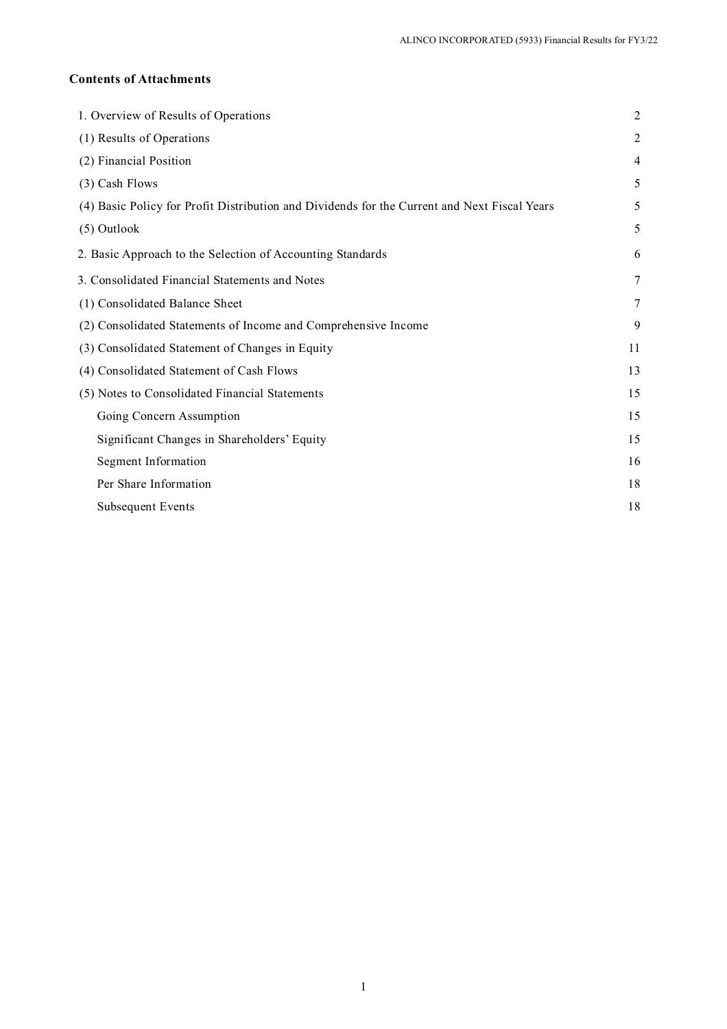**Contents of Attachments**

| | |
|---|---|
| 1. Overview of Results of Operations | 2 |
| (1) Results of Operations | 2 |
| (2) Financial Position | 4 |
| (3) Cash Flows | 5 |
| (4) Basic Policy for Profit Distribution and Dividends for the Current and Next Fiscal Years | 5 |
| (5) Outlook | 5 |
| 2. Basic Approach to the Selection of Accounting Standards | 6 |
| 3. Consolidated Financial Statements and Notes | 7 |
| (1) Consolidated Balance Sheet | 7 |
| (2) Consolidated Statements of Income and Comprehensive Income | 9 |
| (3) Consolidated Statement of Changes in Equity | 11 |
| (4) Consolidated Statement of Cash Flows | 13 |
| (5) Notes to Consolidated Financial Statements | 15 |
| Going Concern Assumption | 15 |
| Significant Changes in Shareholders' Equity | 15 |
| Segment Information | 16 |
| Per Share Information | 18 |
| Subsequent Events | 18 |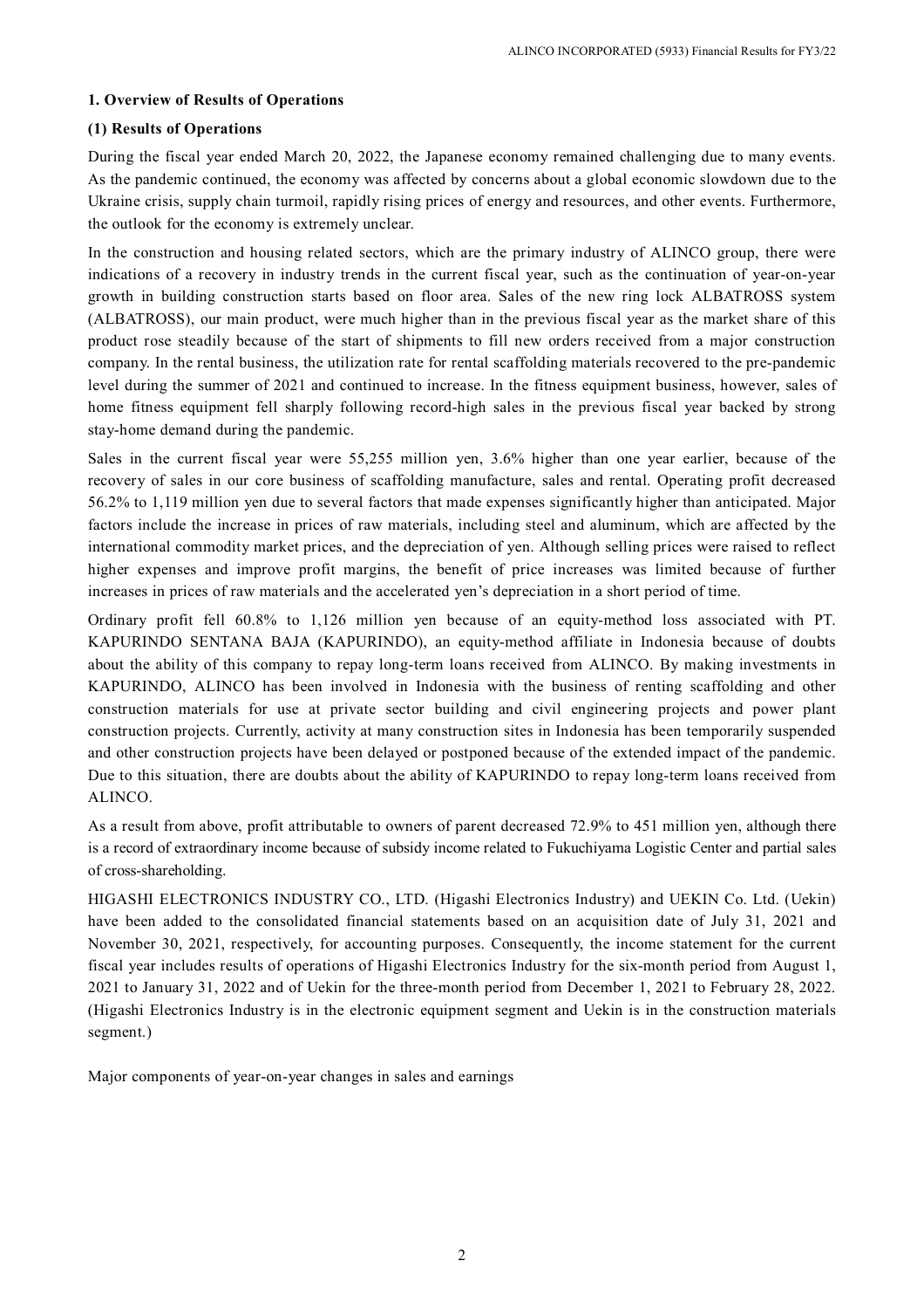## 1. Overview of Results of Operations

### (1) Results of Operations

During the fiscal year ended March 20, 2022, the Japanese economy remained challenging due to many events. As the pandemic continued, the economy was affected by concerns about a global economic slowdown due to the Ukraine crisis, supply chain turmoil, rapidly rising prices of energy and resources, and other events. Furthermore, the outlook for the economy is extremely unclear.

In the construction and housing related sectors, which are the primary industry of ALINCO group, there were indications of a recovery in industry trends in the current fiscal year, such as the continuation of year-on-year growth in building construction starts based on floor area. Sales of the new ring lock ALBATROSS system (ALBATROSS), our main product, were much higher than in the previous fiscal year as the market share of this product rose steadily because of the start of shipments to fill new orders received from a major construction company. In the rental business, the utilization rate for rental scaffolding materials recovered to the pre-pandemic level during the summer of 2021 and continued to increase. In the fitness equipment business, however, sales of home fitness equipment fell sharply following record-high sales in the previous fiscal year backed by strong stay-home demand during the pandemic.

Sales in the current fiscal year were 55,255 million yen, 3.6% higher than one year earlier, because of the recovery of sales in our core business of scaffolding manufacture, sales and rental. Operating profit decreased 56.2% to 1,119 million yen due to several factors that made expenses significantly higher than anticipated. Major factors include the increase in prices of raw materials, including steel and aluminum, which are affected by the international commodity market prices, and the depreciation of yen. Although selling prices were raised to reflect higher expenses and improve profit margins, the benefit of price increases was limited because of further increases in prices of raw materials and the accelerated yen's depreciation in a short period of time.

Ordinary profit fell 60.8% to 1,126 million yen because of an equity-method loss associated with PT. KAPURINDO SENTANA BAJA (KAPURINDO), an equity-method affiliate in Indonesia because of doubts about the ability of this company to repay long-term loans received from ALINCO. By making investments in KAPURINDO, ALINCO has been involved in Indonesia with the business of renting scaffolding and other construction materials for use at private sector building and civil engineering projects and power plant construction projects. Currently, activity at many construction sites in Indonesia has been temporarily suspended and other construction projects have been delayed or postponed because of the extended impact of the pandemic. Due to this situation, there are doubts about the ability of KAPURINDO to repay long-term loans received from ALINCO.

As a result from above, profit attributable to owners of parent decreased 72.9% to 451 million yen, although there is a record of extraordinary income because of subsidy income related to Fukuchiyama Logistic Center and partial sales of cross-shareholding.

HIGASHI ELECTRONICS INDUSTRY CO., LTD. (Higashi Electronics Industry) and UEKIN Co. Ltd. (Uekin) have been added to the consolidated financial statements based on an acquisition date of July 31, 2021 and November 30, 2021, respectively, for accounting purposes. Consequently, the income statement for the current fiscal year includes results of operations of Higashi Electronics Industry for the six-month period from August 1, 2021 to January 31, 2022 and of Uekin for the three-month period from December 1, 2021 to February 28, 2022. (Higashi Electronics Industry is in the electronic equipment segment and Uekin is in the construction materials segment.)

Major components of year-on-year changes in sales and earnings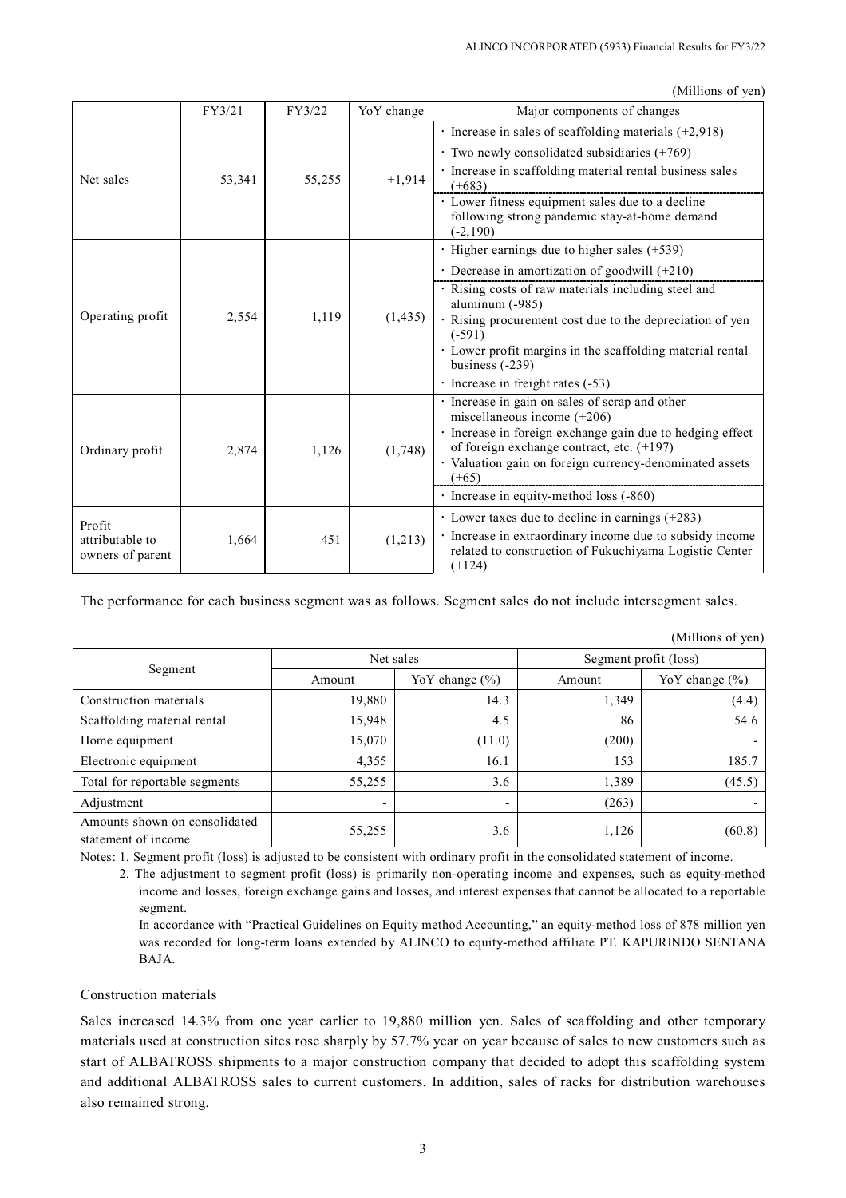(Millions of yen)

| | FY3/21 | FY3/22 | YoY change | Major components of changes |
|---|---|---|---|---|
| Net sales | 53,341 | 55,255 | +1,914 | · Increase in sales of scaffolding materials (+2,918)<br>· Two newly consolidated subsidiaries (+769)<br>· Increase in scaffolding material rental business sales (+683)<br>· Lower fitness equipment sales due to a decline following strong pandemic stay-at-home demand (-2,190) |
| Operating profit | 2,554 | 1,119 | (1,435) | · Higher earnings due to higher sales (+539)<br>· Decrease in amortization of goodwill (+210)<br>· Rising costs of raw materials including steel and aluminum (-985)<br>· Rising procurement cost due to the depreciation of yen (-591)<br>· Lower profit margins in the scaffolding material rental business (-239)<br>· Increase in freight rates (-53) |
| Ordinary profit | 2,874 | 1,126 | (1,748) | · Increase in gain on sales of scrap and other miscellaneous income (+206)<br>· Increase in foreign exchange gain due to hedging effect of foreign exchange contract, etc. (+197)<br>· Valuation gain on foreign currency-denominated assets (+65)<br>· Increase in equity-method loss (-860) |
| Profit attributable to owners of parent | 1,664 | 451 | (1,213) | · Lower taxes due to decline in earnings (+283)<br>· Increase in extraordinary income due to subsidy income related to construction of Fukuchiyama Logistic Center (+124) |

The performance for each business segment was as follows. Segment sales do not include intersegment sales.

(Millions of yen)

| Segment | Net sales | | Segment profit (loss) | |
|---|---|---|---|---|
| | Amount | YoY change (%) | Amount | YoY change (%) |
| Construction materials | 19,880 | 14.3 | 1,349 | (4.4) |
| Scaffolding material rental | 15,948 | 4.5 | 86 | 54.6 |
| Home equipment | 15,070 | (11.0) | (200) | - |
| Electronic equipment | 4,355 | 16.1 | 153 | 185.7 |
| Total for reportable segments | 55,255 | 3.6 | 1,389 | (45.5) |
| Adjustment | - | - | (263) | - |
| Amounts shown on consolidated statement of income | 55,255 | 3.6 | 1,126 | (60.8) |

Notes: 1. Segment profit (loss) is adjusted to be consistent with ordinary profit in the consolidated statement of income.

2. The adjustment to segment profit (loss) is primarily non-operating income and expenses, such as equity-method income and losses, foreign exchange gains and losses, and interest expenses that cannot be allocated to a reportable segment.

In accordance with "Practical Guidelines on Equity method Accounting," an equity-method loss of 878 million yen was recorded for long-term loans extended by ALINCO to equity-method affiliate PT. KAPURINDO SENTANA BAJA.

Construction materials

Sales increased 14.3% from one year earlier to 19,880 million yen. Sales of scaffolding and other temporary materials used at construction sites rose sharply by 57.7% year on year because of sales to new customers such as start of ALBATROSS shipments to a major construction company that decided to adopt this scaffolding system and additional ALBATROSS sales to current customers. In addition, sales of racks for distribution warehouses also remained strong.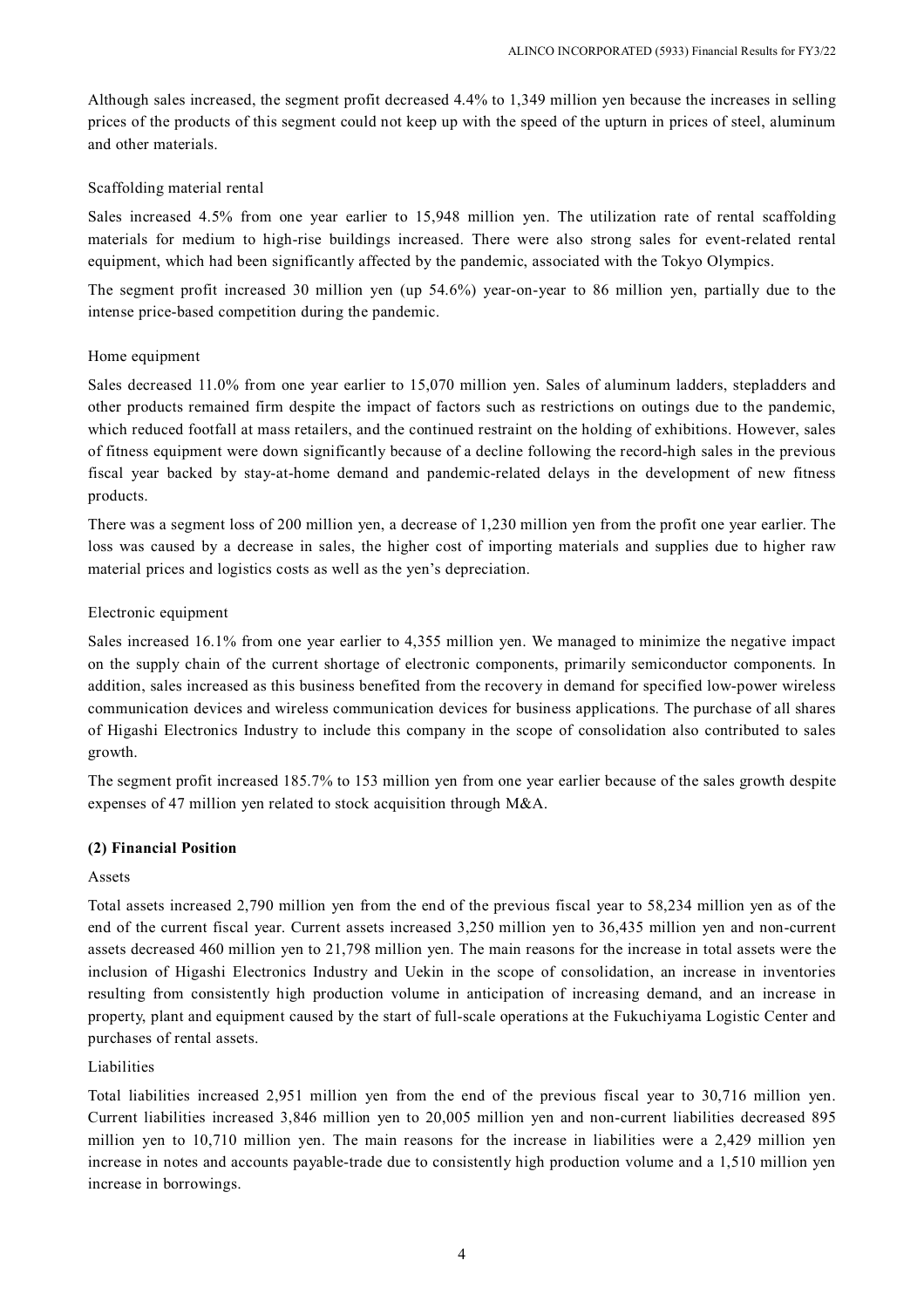Although sales increased, the segment profit decreased 4.4% to 1,349 million yen because the increases in selling prices of the products of this segment could not keep up with the speed of the upturn in prices of steel, aluminum and other materials.

Scaffolding material rental

Sales increased 4.5% from one year earlier to 15,948 million yen. The utilization rate of rental scaffolding materials for medium to high-rise buildings increased. There were also strong sales for event-related rental equipment, which had been significantly affected by the pandemic, associated with the Tokyo Olympics.

The segment profit increased 30 million yen (up 54.6%) year-on-year to 86 million yen, partially due to the intense price-based competition during the pandemic.

Home equipment

Sales decreased 11.0% from one year earlier to 15,070 million yen. Sales of aluminum ladders, stepladders and other products remained firm despite the impact of factors such as restrictions on outings due to the pandemic, which reduced footfall at mass retailers, and the continued restraint on the holding of exhibitions. However, sales of fitness equipment were down significantly because of a decline following the record-high sales in the previous fiscal year backed by stay-at-home demand and pandemic-related delays in the development of new fitness products.

There was a segment loss of 200 million yen, a decrease of 1,230 million yen from the profit one year earlier. The loss was caused by a decrease in sales, the higher cost of importing materials and supplies due to higher raw material prices and logistics costs as well as the yen's depreciation.

Electronic equipment

Sales increased 16.1% from one year earlier to 4,355 million yen. We managed to minimize the negative impact on the supply chain of the current shortage of electronic components, primarily semiconductor components. In addition, sales increased as this business benefited from the recovery in demand for specified low-power wireless communication devices and wireless communication devices for business applications. The purchase of all shares of Higashi Electronics Industry to include this company in the scope of consolidation also contributed to sales growth.

The segment profit increased 185.7% to 153 million yen from one year earlier because of the sales growth despite expenses of 47 million yen related to stock acquisition through M&A.

**(2) Financial Position**

Assets

Total assets increased 2,790 million yen from the end of the previous fiscal year to 58,234 million yen as of the end of the current fiscal year. Current assets increased 3,250 million yen to 36,435 million yen and non-current assets decreased 460 million yen to 21,798 million yen. The main reasons for the increase in total assets were the inclusion of Higashi Electronics Industry and Uekin in the scope of consolidation, an increase in inventories resulting from consistently high production volume in anticipation of increasing demand, and an increase in property, plant and equipment caused by the start of full-scale operations at the Fukuchiyama Logistic Center and purchases of rental assets.

Liabilities

Total liabilities increased 2,951 million yen from the end of the previous fiscal year to 30,716 million yen. Current liabilities increased 3,846 million yen to 20,005 million yen and non-current liabilities decreased 895 million yen to 10,710 million yen. The main reasons for the increase in liabilities were a 2,429 million yen increase in notes and accounts payable-trade due to consistently high production volume and a 1,510 million yen increase in borrowings.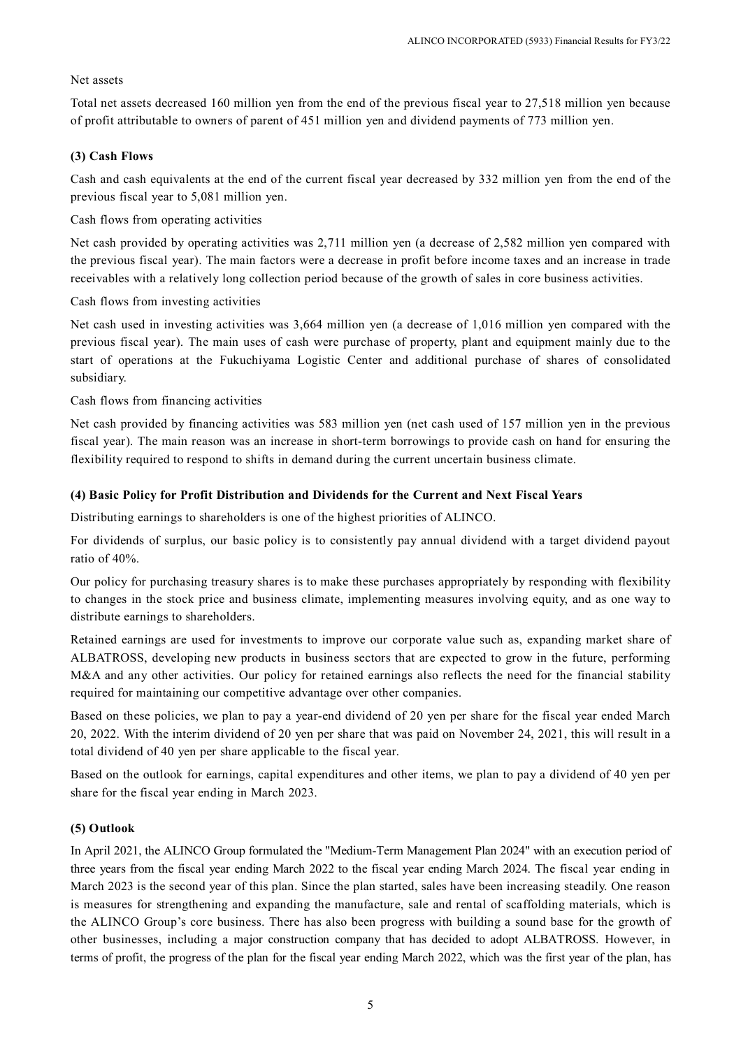Net assets

Total net assets decreased 160 million yen from the end of the previous fiscal year to 27,518 million yen because of profit attributable to owners of parent of 451 million yen and dividend payments of 773 million yen.

### (3) Cash Flows

Cash and cash equivalents at the end of the current fiscal year decreased by 332 million yen from the end of the previous fiscal year to 5,081 million yen.

Cash flows from operating activities

Net cash provided by operating activities was 2,711 million yen (a decrease of 2,582 million yen compared with the previous fiscal year). The main factors were a decrease in profit before income taxes and an increase in trade receivables with a relatively long collection period because of the growth of sales in core business activities.

Cash flows from investing activities

Net cash used in investing activities was 3,664 million yen (a decrease of 1,016 million yen compared with the previous fiscal year). The main uses of cash were purchase of property, plant and equipment mainly due to the start of operations at the Fukuchiyama Logistic Center and additional purchase of shares of consolidated subsidiary.

Cash flows from financing activities

Net cash provided by financing activities was 583 million yen (net cash used of 157 million yen in the previous fiscal year). The main reason was an increase in short-term borrowings to provide cash on hand for ensuring the flexibility required to respond to shifts in demand during the current uncertain business climate.

### (4) Basic Policy for Profit Distribution and Dividends for the Current and Next Fiscal Years

Distributing earnings to shareholders is one of the highest priorities of ALINCO.

For dividends of surplus, our basic policy is to consistently pay annual dividend with a target dividend payout ratio of 40%.

Our policy for purchasing treasury shares is to make these purchases appropriately by responding with flexibility to changes in the stock price and business climate, implementing measures involving equity, and as one way to distribute earnings to shareholders.

Retained earnings are used for investments to improve our corporate value such as, expanding market share of ALBATROSS, developing new products in business sectors that are expected to grow in the future, performing M&A and any other activities. Our policy for retained earnings also reflects the need for the financial stability required for maintaining our competitive advantage over other companies.

Based on these policies, we plan to pay a year-end dividend of 20 yen per share for the fiscal year ended March 20, 2022. With the interim dividend of 20 yen per share that was paid on November 24, 2021, this will result in a total dividend of 40 yen per share applicable to the fiscal year.

Based on the outlook for earnings, capital expenditures and other items, we plan to pay a dividend of 40 yen per share for the fiscal year ending in March 2023.

### (5) Outlook

In April 2021, the ALINCO Group formulated the "Medium-Term Management Plan 2024" with an execution period of three years from the fiscal year ending March 2022 to the fiscal year ending March 2024. The fiscal year ending in March 2023 is the second year of this plan. Since the plan started, sales have been increasing steadily. One reason is measures for strengthening and expanding the manufacture, sale and rental of scaffolding materials, which is the ALINCO Group's core business. There has also been progress with building a sound base for the growth of other businesses, including a major construction company that has decided to adopt ALBATROSS. However, in terms of profit, the progress of the plan for the fiscal year ending March 2022, which was the first year of the plan, has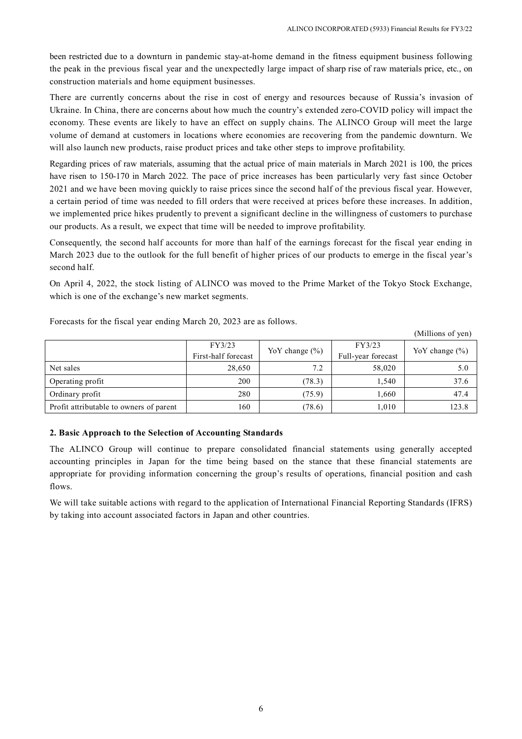been restricted due to a downturn in pandemic stay-at-home demand in the fitness equipment business following the peak in the previous fiscal year and the unexpectedly large impact of sharp rise of raw materials price, etc., on construction materials and home equipment businesses.

There are currently concerns about the rise in cost of energy and resources because of Russia's invasion of Ukraine. In China, there are concerns about how much the country's extended zero-COVID policy will impact the economy. These events are likely to have an effect on supply chains. The ALINCO Group will meet the large volume of demand at customers in locations where economies are recovering from the pandemic downturn. We will also launch new products, raise product prices and take other steps to improve profitability.

Regarding prices of raw materials, assuming that the actual price of main materials in March 2021 is 100, the prices have risen to 150-170 in March 2022. The pace of price increases has been particularly very fast since October 2021 and we have been moving quickly to raise prices since the second half of the previous fiscal year. However, a certain period of time was needed to fill orders that were received at prices before these increases. In addition, we implemented price hikes prudently to prevent a significant decline in the willingness of customers to purchase our products. As a result, we expect that time will be needed to improve profitability.

Consequently, the second half accounts for more than half of the earnings forecast for the fiscal year ending in March 2023 due to the outlook for the full benefit of higher prices of our products to emerge in the fiscal year's second half.

On April 4, 2022, the stock listing of ALINCO was moved to the Prime Market of the Tokyo Stock Exchange, which is one of the exchange's new market segments.

Forecasts for the fiscal year ending March 20, 2023 are as follows.

(Millions of yen)

| | FY3/23 First-half forecast | YoY change (%) | FY3/23 Full-year forecast | YoY change (%) |
|---|---|---|---|---|
| Net sales | 28,650 | 7.2 | 58,020 | 5.0 |
| Operating profit | 200 | (78.3) | 1,540 | 37.6 |
| Ordinary profit | 280 | (75.9) | 1,660 | 47.4 |
| Profit attributable to owners of parent | 160 | (78.6) | 1,010 | 123.8 |

**2. Basic Approach to the Selection of Accounting Standards**

The ALINCO Group will continue to prepare consolidated financial statements using generally accepted accounting principles in Japan for the time being based on the stance that these financial statements are appropriate for providing information concerning the group's results of operations, financial position and cash flows.

We will take suitable actions with regard to the application of International Financial Reporting Standards (IFRS) by taking into account associated factors in Japan and other countries.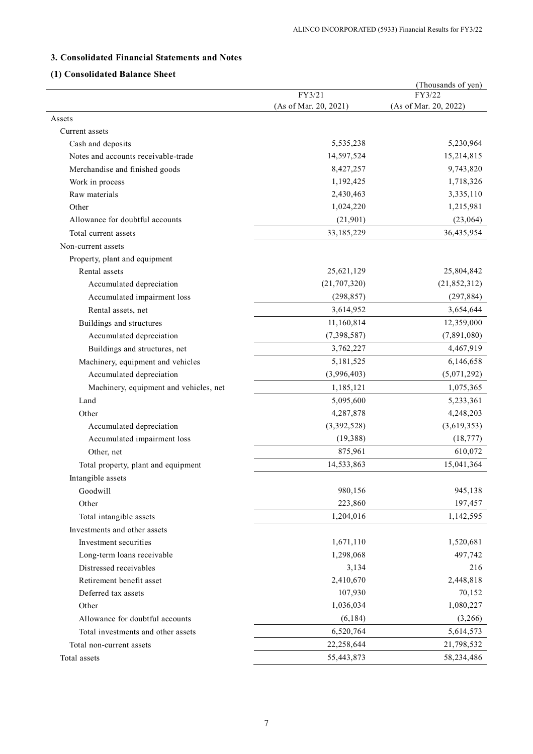## 3. Consolidated Financial Statements and Notes

### (1) Consolidated Balance Sheet

(Thousands of yen)

| | FY3/21 (As of Mar. 20, 2021) | FY3/22 (As of Mar. 20, 2022) |
|---|---|---|
| Assets | | |
| Current assets | | |
| Cash and deposits | 5,535,238 | 5,230,964 |
| Notes and accounts receivable-trade | 14,597,524 | 15,214,815 |
| Merchandise and finished goods | 8,427,257 | 9,743,820 |
| Work in process | 1,192,425 | 1,718,326 |
| Raw materials | 2,430,463 | 3,335,110 |
| Other | 1,024,220 | 1,215,981 |
| Allowance for doubtful accounts | (21,901) | (23,064) |
| Total current assets | 33,185,229 | 36,435,954 |
| Non-current assets | | |
| Property, plant and equipment | | |
| Rental assets | 25,621,129 | 25,804,842 |
| Accumulated depreciation | (21,707,320) | (21,852,312) |
| Accumulated impairment loss | (298,857) | (297,884) |
| Rental assets, net | 3,614,952 | 3,654,644 |
| Buildings and structures | 11,160,814 | 12,359,000 |
| Accumulated depreciation | (7,398,587) | (7,891,080) |
| Buildings and structures, net | 3,762,227 | 4,467,919 |
| Machinery, equipment and vehicles | 5,181,525 | 6,146,658 |
| Accumulated depreciation | (3,996,403) | (5,071,292) |
| Machinery, equipment and vehicles, net | 1,185,121 | 1,075,365 |
| Land | 5,095,600 | 5,233,361 |
| Other | 4,287,878 | 4,248,203 |
| Accumulated depreciation | (3,392,528) | (3,619,353) |
| Accumulated impairment loss | (19,388) | (18,777) |
| Other, net | 875,961 | 610,072 |
| Total property, plant and equipment | 14,533,863 | 15,041,364 |
| Intangible assets | | |
| Goodwill | 980,156 | 945,138 |
| Other | 223,860 | 197,457 |
| Total intangible assets | 1,204,016 | 1,142,595 |
| Investments and other assets | | |
| Investment securities | 1,671,110 | 1,520,681 |
| Long-term loans receivable | 1,298,068 | 497,742 |
| Distressed receivables | 3,134 | 216 |
| Retirement benefit asset | 2,410,670 | 2,448,818 |
| Deferred tax assets | 107,930 | 70,152 |
| Other | 1,036,034 | 1,080,227 |
| Allowance for doubtful accounts | (6,184) | (3,266) |
| Total investments and other assets | 6,520,764 | 5,614,573 |
| Total non-current assets | 22,258,644 | 21,798,532 |
| Total assets | 55,443,873 | 58,234,486 |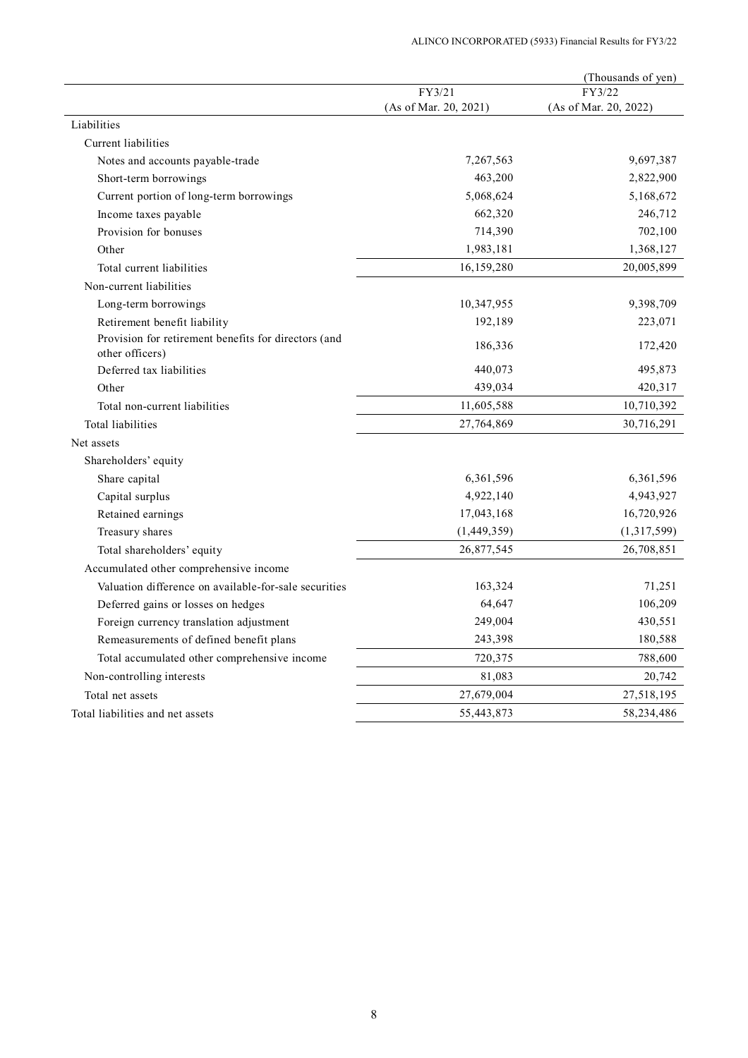(Thousands of yen)

| | FY3/21 (As of Mar. 20, 2021) | FY3/22 (As of Mar. 20, 2022) |
|---|---|---|
| Liabilities | | |
| Current liabilities | | |
| Notes and accounts payable-trade | 7,267,563 | 9,697,387 |
| Short-term borrowings | 463,200 | 2,822,900 |
| Current portion of long-term borrowings | 5,068,624 | 5,168,672 |
| Income taxes payable | 662,320 | 246,712 |
| Provision for bonuses | 714,390 | 702,100 |
| Other | 1,983,181 | 1,368,127 |
| Total current liabilities | 16,159,280 | 20,005,899 |
| Non-current liabilities | | |
| Long-term borrowings | 10,347,955 | 9,398,709 |
| Retirement benefit liability | 192,189 | 223,071 |
| Provision for retirement benefits for directors (and other officers) | 186,336 | 172,420 |
| Deferred tax liabilities | 440,073 | 495,873 |
| Other | 439,034 | 420,317 |
| Total non-current liabilities | 11,605,588 | 10,710,392 |
| Total liabilities | 27,764,869 | 30,716,291 |
| Net assets | | |
| Shareholders' equity | | |
| Share capital | 6,361,596 | 6,361,596 |
| Capital surplus | 4,922,140 | 4,943,927 |
| Retained earnings | 17,043,168 | 16,720,926 |
| Treasury shares | (1,449,359) | (1,317,599) |
| Total shareholders' equity | 26,877,545 | 26,708,851 |
| Accumulated other comprehensive income | | |
| Valuation difference on available-for-sale securities | 163,324 | 71,251 |
| Deferred gains or losses on hedges | 64,647 | 106,209 |
| Foreign currency translation adjustment | 249,004 | 430,551 |
| Remeasurements of defined benefit plans | 243,398 | 180,588 |
| Total accumulated other comprehensive income | 720,375 | 788,600 |
| Non-controlling interests | 81,083 | 20,742 |
| Total net assets | 27,679,004 | 27,518,195 |
| Total liabilities and net assets | 55,443,873 | 58,234,486 |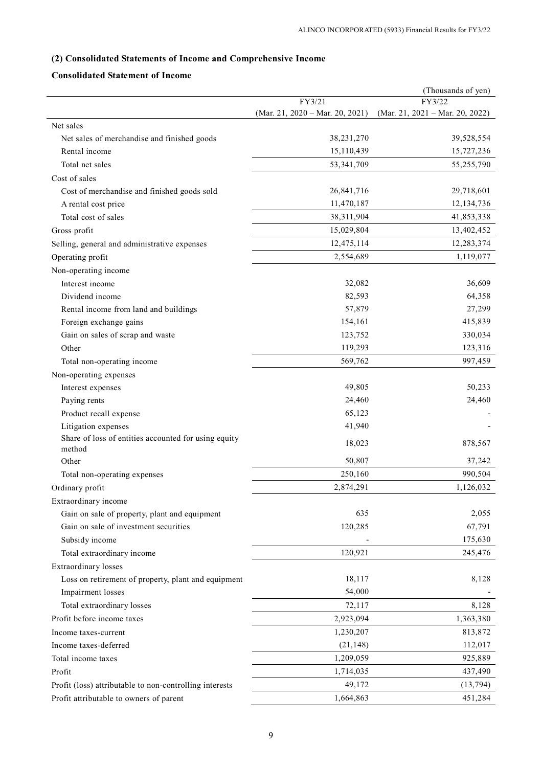### (2) Consolidated Statements of Income and Comprehensive Income

#### Consolidated Statement of Income

(Thousands of yen)

| | FY3/21 (Mar. 21, 2020 – Mar. 20, 2021) | FY3/22 (Mar. 21, 2021 – Mar. 20, 2022) |
|---|---|---|
| Net sales | | |
| Net sales of merchandise and finished goods | 38,231,270 | 39,528,554 |
| Rental income | 15,110,439 | 15,727,236 |
| Total net sales | 53,341,709 | 55,255,790 |
| Cost of sales | | |
| Cost of merchandise and finished goods sold | 26,841,716 | 29,718,601 |
| A rental cost price | 11,470,187 | 12,134,736 |
| Total cost of sales | 38,311,904 | 41,853,338 |
| Gross profit | 15,029,804 | 13,402,452 |
| Selling, general and administrative expenses | 12,475,114 | 12,283,374 |
| Operating profit | 2,554,689 | 1,119,077 |
| Non-operating income | | |
| Interest income | 32,082 | 36,609 |
| Dividend income | 82,593 | 64,358 |
| Rental income from land and buildings | 57,879 | 27,299 |
| Foreign exchange gains | 154,161 | 415,839 |
| Gain on sales of scrap and waste | 123,752 | 330,034 |
| Other | 119,293 | 123,316 |
| Total non-operating income | 569,762 | 997,459 |
| Non-operating expenses | | |
| Interest expenses | 49,805 | 50,233 |
| Paying rents | 24,460 | 24,460 |
| Product recall expense | 65,123 | - |
| Litigation expenses | 41,940 | - |
| Share of loss of entities accounted for using equity method | 18,023 | 878,567 |
| Other | 50,807 | 37,242 |
| Total non-operating expenses | 250,160 | 990,504 |
| Ordinary profit | 2,874,291 | 1,126,032 |
| Extraordinary income | | |
| Gain on sale of property, plant and equipment | 635 | 2,055 |
| Gain on sale of investment securities | 120,285 | 67,791 |
| Subsidy income | - | 175,630 |
| Total extraordinary income | 120,921 | 245,476 |
| Extraordinary losses | | |
| Loss on retirement of property, plant and equipment | 18,117 | 8,128 |
| Impairment losses | 54,000 | - |
| Total extraordinary losses | 72,117 | 8,128 |
| Profit before income taxes | 2,923,094 | 1,363,380 |
| Income taxes-current | 1,230,207 | 813,872 |
| Income taxes-deferred | (21,148) | 112,017 |
| Total income taxes | 1,209,059 | 925,889 |
| Profit | 1,714,035 | 437,490 |
| Profit (loss) attributable to non-controlling interests | 49,172 | (13,794) |
| Profit attributable to owners of parent | 1,664,863 | 451,284 |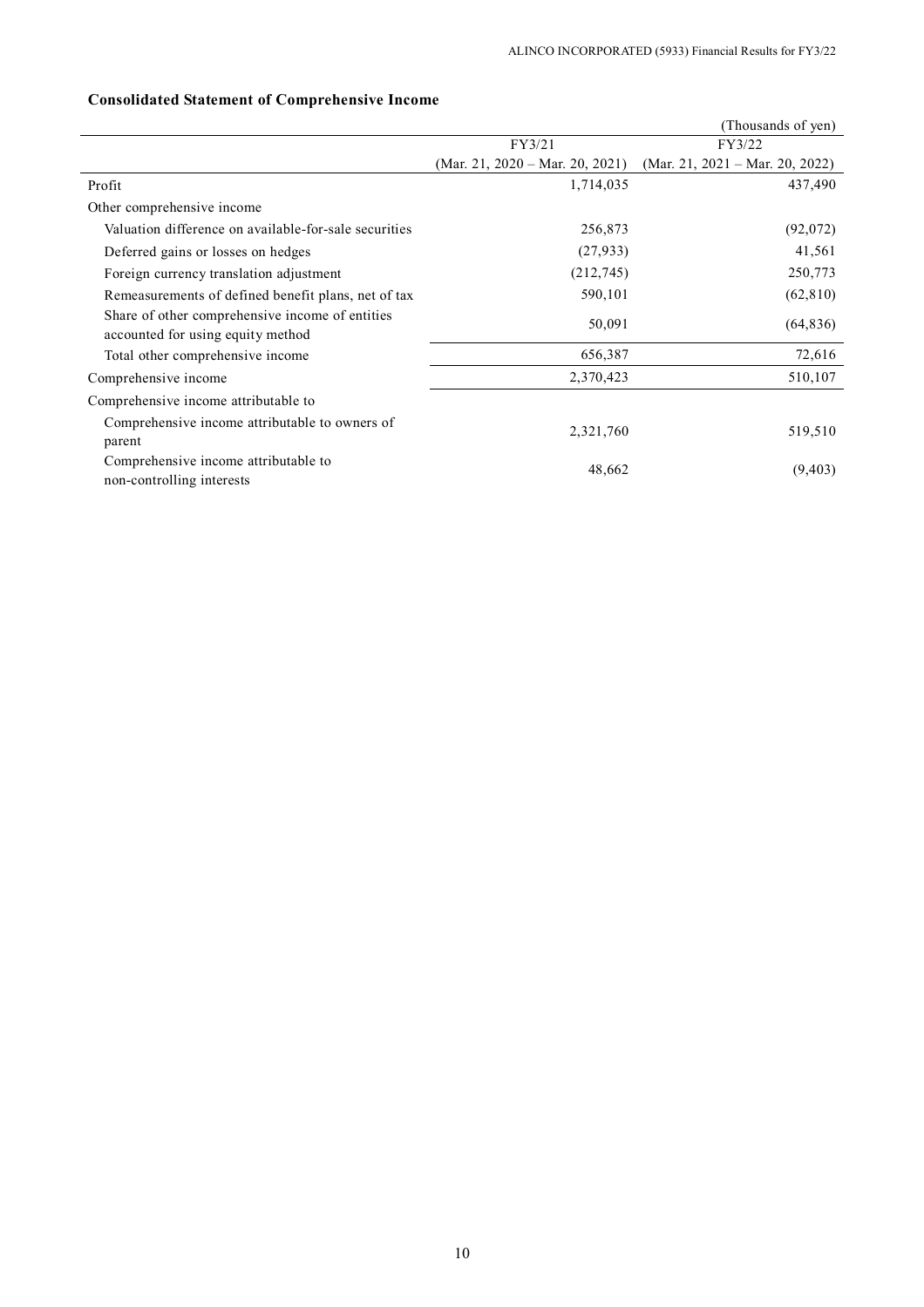## Consolidated Statement of Comprehensive Income

(Thousands of yen)

| | FY3/21<br>(Mar. 21, 2020 – Mar. 20, 2021) | FY3/22<br>(Mar. 21, 2021 – Mar. 20, 2022) |
|---|---|---|
| Profit | 1,714,035 | 437,490 |
| Other comprehensive income | | |
| Valuation difference on available-for-sale securities | 256,873 | (92,072) |
| Deferred gains or losses on hedges | (27,933) | 41,561 |
| Foreign currency translation adjustment | (212,745) | 250,773 |
| Remeasurements of defined benefit plans, net of tax | 590,101 | (62,810) |
| Share of other comprehensive income of entities accounted for using equity method | 50,091 | (64,836) |
| Total other comprehensive income | 656,387 | 72,616 |
| Comprehensive income | 2,370,423 | 510,107 |
| Comprehensive income attributable to | | |
| Comprehensive income attributable to owners of parent | 2,321,760 | 519,510 |
| Comprehensive income attributable to non-controlling interests | 48,662 | (9,403) |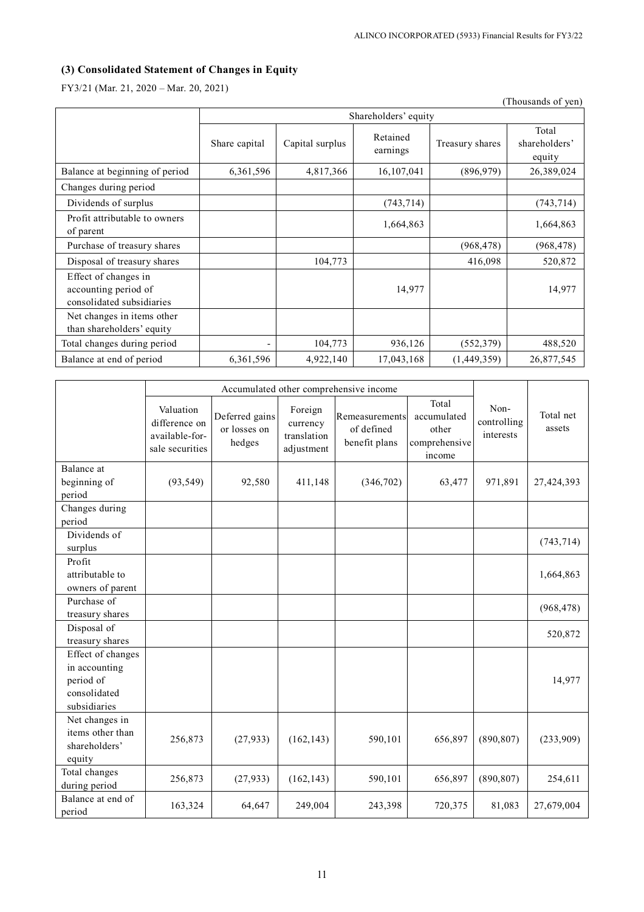### (3) Consolidated Statement of Changes in Equity

FY3/21 (Mar. 21, 2020 – Mar. 20, 2021)

(Thousands of yen)

| | Shareholders' equity | | | | |
|---|---|---|---|---|---|
| | Share capital | Capital surplus | Retained earnings | Treasury shares | Total shareholders' equity |
| Balance at beginning of period | 6,361,596 | 4,817,366 | 16,107,041 | (896,979) | 26,389,024 |
| Changes during period | | | | | |
| Dividends of surplus | | | (743,714) | | (743,714) |
| Profit attributable to owners of parent | | | 1,664,863 | | 1,664,863 |
| Purchase of treasury shares | | | | (968,478) | (968,478) |
| Disposal of treasury shares | | 104,773 | | 416,098 | 520,872 |
| Effect of changes in accounting period of consolidated subsidiaries | | | 14,977 | | 14,977 |
| Net changes in items other than shareholders' equity | | | | | |
| Total changes during period | - | 104,773 | 936,126 | (552,379) | 488,520 |
| Balance at end of period | 6,361,596 | 4,922,140 | 17,043,168 | (1,449,359) | 26,877,545 |

| | Accumulated other comprehensive income | | | | | Non-controlling interests | Total net assets |
|---|---|---|---|---|---|---|---|
| | Valuation difference on available-for-sale securities | Deferred gains or losses on hedges | Foreign currency translation adjustment | Remeasurements of defined benefit plans | Total accumulated other comprehensive income | | |
| Balance at beginning of period | (93,549) | 92,580 | 411,148 | (346,702) | 63,477 | 971,891 | 27,424,393 |
| Changes during period | | | | | | | |
| Dividends of surplus | | | | | | | (743,714) |
| Profit attributable to owners of parent | | | | | | | 1,664,863 |
| Purchase of treasury shares | | | | | | | (968,478) |
| Disposal of treasury shares | | | | | | | 520,872 |
| Effect of changes in accounting period of consolidated subsidiaries | | | | | | | 14,977 |
| Net changes in items other than shareholders' equity | 256,873 | (27,933) | (162,143) | 590,101 | 656,897 | (890,807) | (233,909) |
| Total changes during period | 256,873 | (27,933) | (162,143) | 590,101 | 656,897 | (890,807) | 254,611 |
| Balance at end of period | 163,324 | 64,647 | 249,004 | 243,398 | 720,375 | 81,083 | 27,679,004 |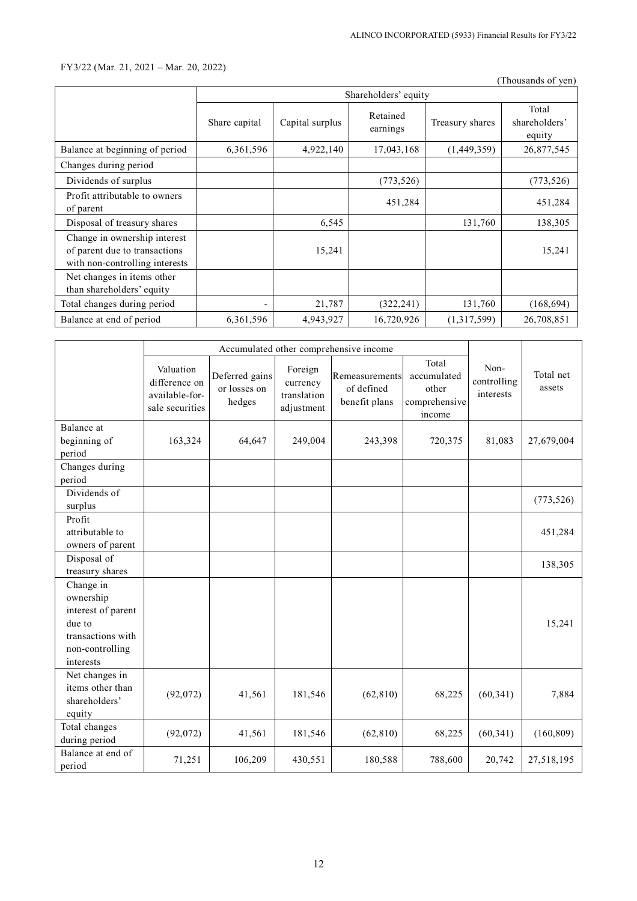FY3/22 (Mar. 21, 2021 – Mar. 20, 2022)

(Thousands of yen)

| | Shareholders' equity | | | | |
|---|---|---|---|---|---|
| | Share capital | Capital surplus | Retained earnings | Treasury shares | Total shareholders' equity |
| Balance at beginning of period | 6,361,596 | 4,922,140 | 17,043,168 | (1,449,359) | 26,877,545 |
| Changes during period | | | | | |
| Dividends of surplus | | | (773,526) | | (773,526) |
| Profit attributable to owners of parent | | | 451,284 | | 451,284 |
| Disposal of treasury shares | | 6,545 | | 131,760 | 138,305 |
| Change in ownership interest of parent due to transactions with non-controlling interests | | 15,241 | | | 15,241 |
| Net changes in items other than shareholders' equity | | | | | |
| Total changes during period | - | 21,787 | (322,241) | 131,760 | (168,694) |
| Balance at end of period | 6,361,596 | 4,943,927 | 16,720,926 | (1,317,599) | 26,708,851 |

| | Accumulated other comprehensive income | | | | | Non-controlling interests | Total net assets |
|---|---|---|---|---|---|---|---|
| | Valuation difference on available-for-sale securities | Deferred gains or losses on hedges | Foreign currency translation adjustment | Remeasurements of defined benefit plans | Total accumulated other comprehensive income | | |
| Balance at beginning of period | 163,324 | 64,647 | 249,004 | 243,398 | 720,375 | 81,083 | 27,679,004 |
| Changes during period | | | | | | | |
| Dividends of surplus | | | | | | | (773,526) |
| Profit attributable to owners of parent | | | | | | | 451,284 |
| Disposal of treasury shares | | | | | | | 138,305 |
| Change in ownership interest of parent due to transactions with non-controlling interests | | | | | | | 15,241 |
| Net changes in items other than shareholders' equity | (92,072) | 41,561 | 181,546 | (62,810) | 68,225 | (60,341) | 7,884 |
| Total changes during period | (92,072) | 41,561 | 181,546 | (62,810) | 68,225 | (60,341) | (160,809) |
| Balance at end of period | 71,251 | 106,209 | 430,551 | 180,588 | 788,600 | 20,742 | 27,518,195 |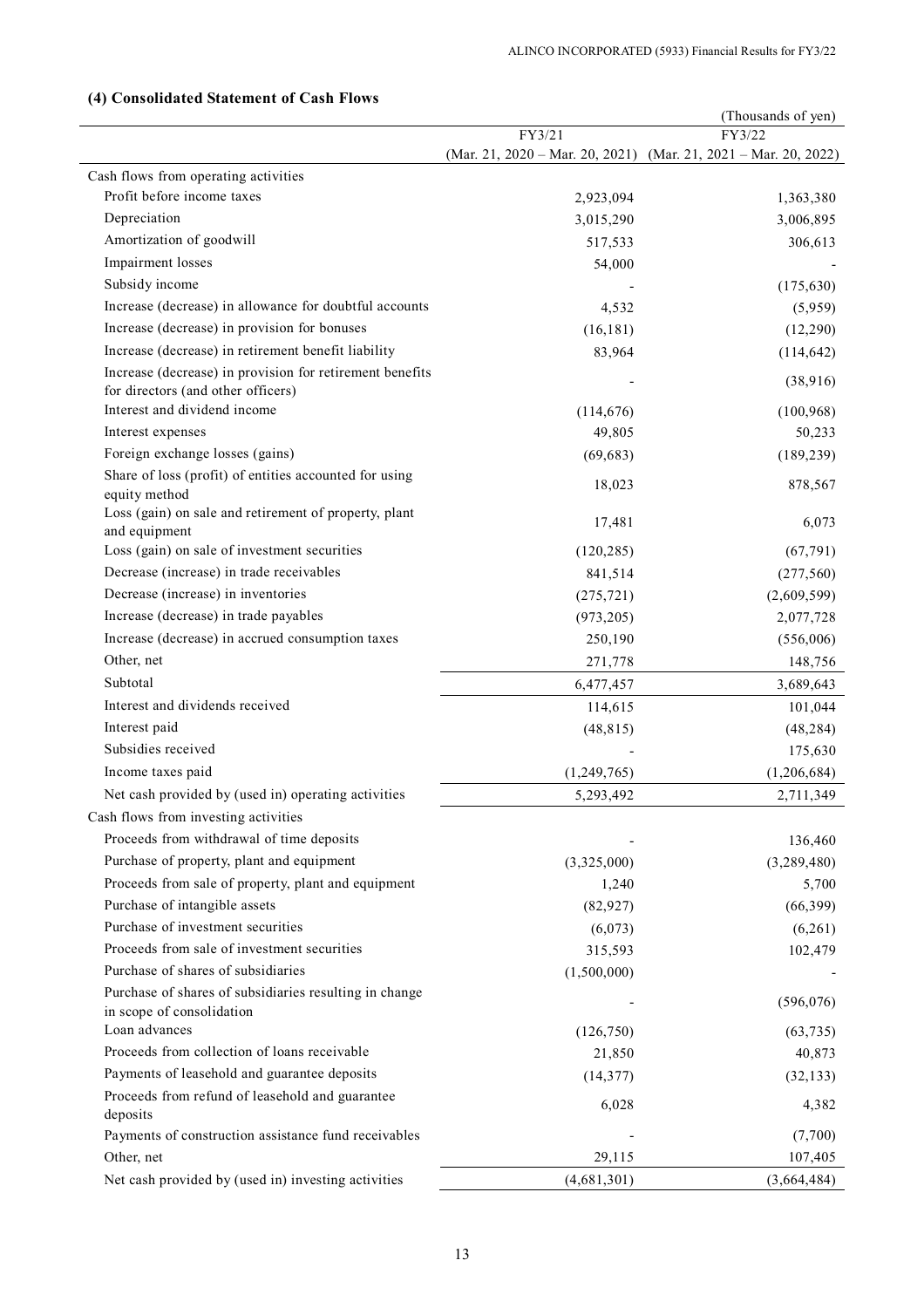### (4) Consolidated Statement of Cash Flows

(Thousands of yen)

| | FY3/21 (Mar. 21, 2020 – Mar. 20, 2021) | FY3/22 (Mar. 21, 2021 – Mar. 20, 2022) |
|---|---|---|
| Cash flows from operating activities | | |
| Profit before income taxes | 2,923,094 | 1,363,380 |
| Depreciation | 3,015,290 | 3,006,895 |
| Amortization of goodwill | 517,533 | 306,613 |
| Impairment losses | 54,000 | - |
| Subsidy income | - | (175,630) |
| Increase (decrease) in allowance for doubtful accounts | 4,532 | (5,959) |
| Increase (decrease) in provision for bonuses | (16,181) | (12,290) |
| Increase (decrease) in retirement benefit liability | 83,964 | (114,642) |
| Increase (decrease) in provision for retirement benefits for directors (and other officers) | - | (38,916) |
| Interest and dividend income | (114,676) | (100,968) |
| Interest expenses | 49,805 | 50,233 |
| Foreign exchange losses (gains) | (69,683) | (189,239) |
| Share of loss (profit) of entities accounted for using equity method | 18,023 | 878,567 |
| Loss (gain) on sale and retirement of property, plant and equipment | 17,481 | 6,073 |
| Loss (gain) on sale of investment securities | (120,285) | (67,791) |
| Decrease (increase) in trade receivables | 841,514 | (277,560) |
| Decrease (increase) in inventories | (275,721) | (2,609,599) |
| Increase (decrease) in trade payables | (973,205) | 2,077,728 |
| Increase (decrease) in accrued consumption taxes | 250,190 | (556,006) |
| Other, net | 271,778 | 148,756 |
| Subtotal | 6,477,457 | 3,689,643 |
| Interest and dividends received | 114,615 | 101,044 |
| Interest paid | (48,815) | (48,284) |
| Subsidies received | - | 175,630 |
| Income taxes paid | (1,249,765) | (1,206,684) |
| Net cash provided by (used in) operating activities | 5,293,492 | 2,711,349 |
| Cash flows from investing activities | | |
| Proceeds from withdrawal of time deposits | - | 136,460 |
| Purchase of property, plant and equipment | (3,325,000) | (3,289,480) |
| Proceeds from sale of property, plant and equipment | 1,240 | 5,700 |
| Purchase of intangible assets | (82,927) | (66,399) |
| Purchase of investment securities | (6,073) | (6,261) |
| Proceeds from sale of investment securities | 315,593 | 102,479 |
| Purchase of shares of subsidiaries | (1,500,000) | - |
| Purchase of shares of subsidiaries resulting in change in scope of consolidation | - | (596,076) |
| Loan advances | (126,750) | (63,735) |
| Proceeds from collection of loans receivable | 21,850 | 40,873 |
| Payments of leasehold and guarantee deposits | (14,377) | (32,133) |
| Proceeds from refund of leasehold and guarantee deposits | 6,028 | 4,382 |
| Payments of construction assistance fund receivables | - | (7,700) |
| Other, net | 29,115 | 107,405 |
| Net cash provided by (used in) investing activities | (4,681,301) | (3,664,484) |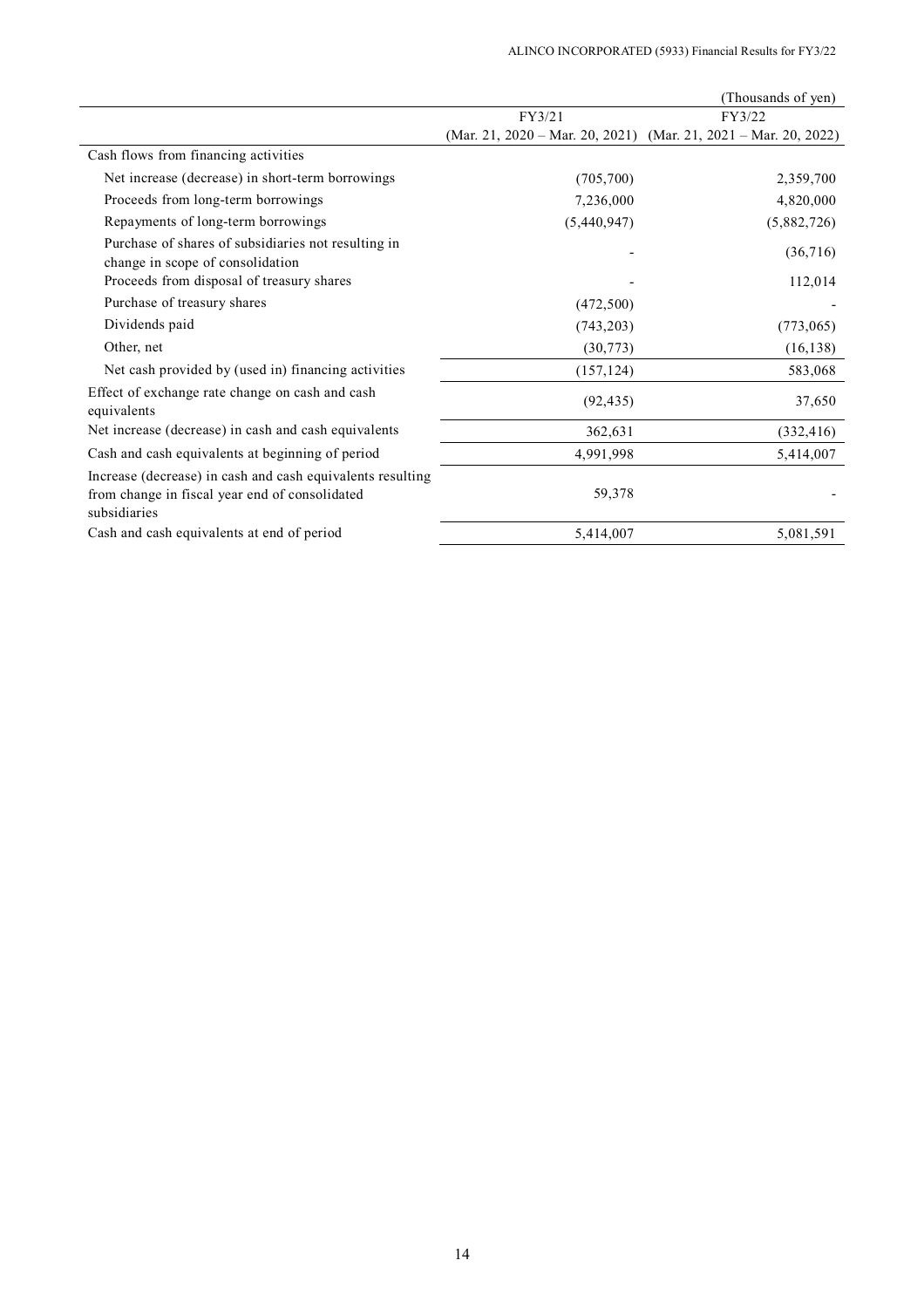| | FY3/21 (Mar. 21, 2020 – Mar. 20, 2021) | FY3/22 (Mar. 21, 2021 – Mar. 20, 2022) |
|---|---|---|
| | | (Thousands of yen) |
| Cash flows from financing activities | | |
| Net increase (decrease) in short-term borrowings | (705,700) | 2,359,700 |
| Proceeds from long-term borrowings | 7,236,000 | 4,820,000 |
| Repayments of long-term borrowings | (5,440,947) | (5,882,726) |
| Purchase of shares of subsidiaries not resulting in change in scope of consolidation | - | (36,716) |
| Proceeds from disposal of treasury shares | - | 112,014 |
| Purchase of treasury shares | (472,500) | - |
| Dividends paid | (743,203) | (773,065) |
| Other, net | (30,773) | (16,138) |
| Net cash provided by (used in) financing activities | (157,124) | 583,068 |
| Effect of exchange rate change on cash and cash equivalents | (92,435) | 37,650 |
| Net increase (decrease) in cash and cash equivalents | 362,631 | (332,416) |
| Cash and cash equivalents at beginning of period | 4,991,998 | 5,414,007 |
| Increase (decrease) in cash and cash equivalents resulting from change in fiscal year end of consolidated subsidiaries | 59,378 | - |
| Cash and cash equivalents at end of period | 5,414,007 | 5,081,591 |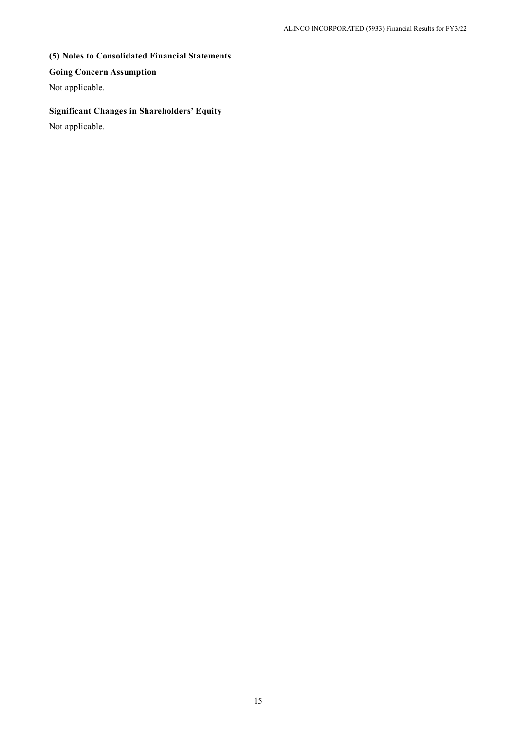### (5) Notes to Consolidated Financial Statements

**Going Concern Assumption**

Not applicable.

**Significant Changes in Shareholders' Equity**

Not applicable.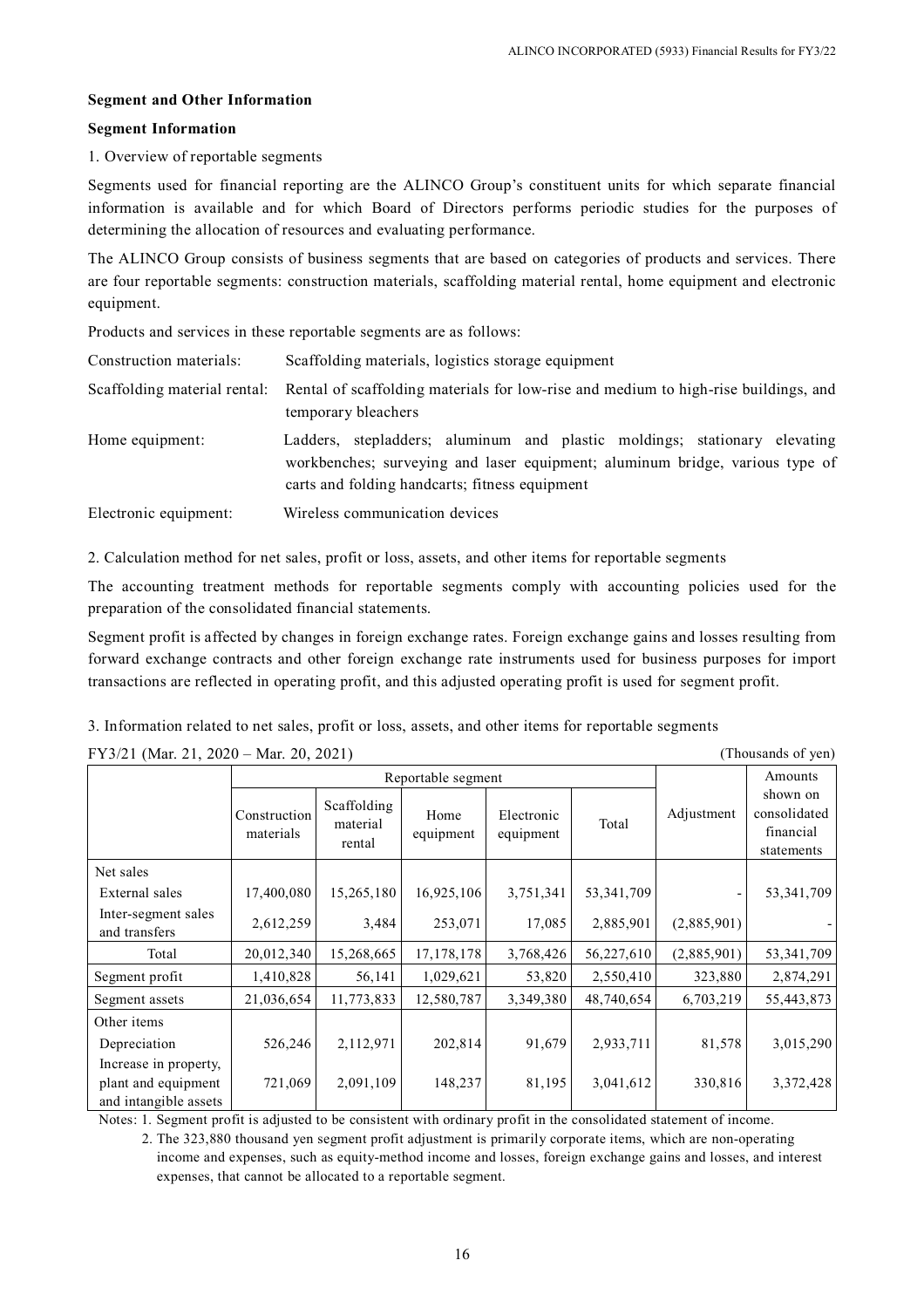**Segment and Other Information**

**Segment Information**

1. Overview of reportable segments

Segments used for financial reporting are the ALINCO Group's constituent units for which separate financial information is available and for which Board of Directors performs periodic studies for the purposes of determining the allocation of resources and evaluating performance.

The ALINCO Group consists of business segments that are based on categories of products and services. There are four reportable segments: construction materials, scaffolding material rental, home equipment and electronic equipment.

Products and services in these reportable segments are as follows:

| | |
|---|---|
| Construction materials: | Scaffolding materials, logistics storage equipment |
| Scaffolding material rental: | Rental of scaffolding materials for low-rise and medium to high-rise buildings, and temporary bleachers |
| Home equipment: | Ladders, stepladders; aluminum and plastic moldings; stationary elevating workbenches; surveying and laser equipment; aluminum bridge, various type of carts and folding handcarts; fitness equipment |
| Electronic equipment: | Wireless communication devices |

2. Calculation method for net sales, profit or loss, assets, and other items for reportable segments

The accounting treatment methods for reportable segments comply with accounting policies used for the preparation of the consolidated financial statements.

Segment profit is affected by changes in foreign exchange rates. Foreign exchange gains and losses resulting from forward exchange contracts and other foreign exchange rate instruments used for business purposes for import transactions are reflected in operating profit, and this adjusted operating profit is used for segment profit.

3. Information related to net sales, profit or loss, assets, and other items for reportable segments

FY3/21 (Mar. 21, 2020 – Mar. 20, 2021) (Thousands of yen)

| | Reportable segment | | | | | Adjustment | Amounts shown on consolidated financial statements |
|---|---|---|---|---|---|---|---|
| | Construction materials | Scaffolding material rental | Home equipment | Electronic equipment | Total | | |
| Net sales | | | | | | | |
| External sales | 17,400,080 | 15,265,180 | 16,925,106 | 3,751,341 | 53,341,709 | - | 53,341,709 |
| Inter-segment sales and transfers | 2,612,259 | 3,484 | 253,071 | 17,085 | 2,885,901 | (2,885,901) | - |
| Total | 20,012,340 | 15,268,665 | 17,178,178 | 3,768,426 | 56,227,610 | (2,885,901) | 53,341,709 |
| Segment profit | 1,410,828 | 56,141 | 1,029,621 | 53,820 | 2,550,410 | 323,880 | 2,874,291 |
| Segment assets | 21,036,654 | 11,773,833 | 12,580,787 | 3,349,380 | 48,740,654 | 6,703,219 | 55,443,873 |
| Other items | | | | | | | |
| Depreciation | 526,246 | 2,112,971 | 202,814 | 91,679 | 2,933,711 | 81,578 | 3,015,290 |
| Increase in property, plant and equipment and intangible assets | 721,069 | 2,091,109 | 148,237 | 81,195 | 3,041,612 | 330,816 | 3,372,428 |

Notes: 1. Segment profit is adjusted to be consistent with ordinary profit in the consolidated statement of income.

2. The 323,880 thousand yen segment profit adjustment is primarily corporate items, which are non-operating income and expenses, such as equity-method income and losses, foreign exchange gains and losses, and interest expenses, that cannot be allocated to a reportable segment.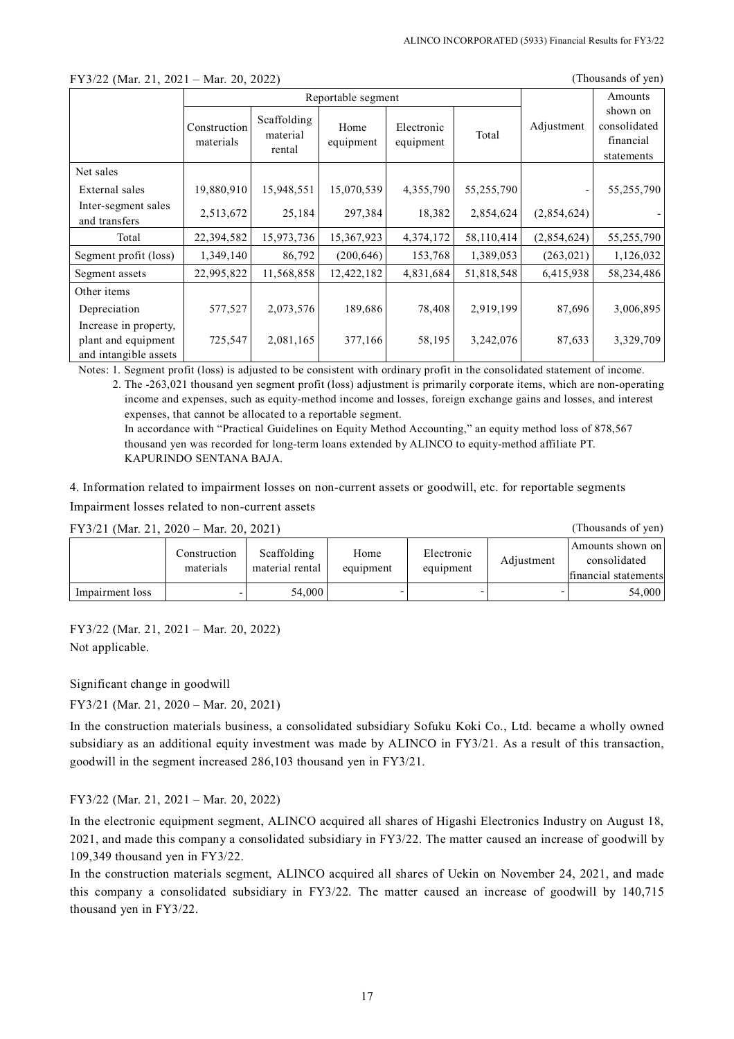FY3/22 (Mar. 21, 2021 – Mar. 20, 2022)

(Thousands of yen)

| | Reportable segment | | | | | Adjustment | Amounts shown on consolidated financial statements |
|---|---|---|---|---|---|---|---|
| | Construction materials | Scaffolding material rental | Home equipment | Electronic equipment | Total | | |
| Net sales | | | | | | | |
| External sales | 19,880,910 | 15,948,551 | 15,070,539 | 4,355,790 | 55,255,790 | - | 55,255,790 |
| Inter-segment sales and transfers | 2,513,672 | 25,184 | 297,384 | 18,382 | 2,854,624 | (2,854,624) | - |
| Total | 22,394,582 | 15,973,736 | 15,367,923 | 4,374,172 | 58,110,414 | (2,854,624) | 55,255,790 |
| Segment profit (loss) | 1,349,140 | 86,792 | (200,646) | 153,768 | 1,389,053 | (263,021) | 1,126,032 |
| Segment assets | 22,995,822 | 11,568,858 | 12,422,182 | 4,831,684 | 51,818,548 | 6,415,938 | 58,234,486 |
| Other items | | | | | | | |
| Depreciation | 577,527 | 2,073,576 | 189,686 | 78,408 | 2,919,199 | 87,696 | 3,006,895 |
| Increase in property, plant and equipment and intangible assets | 725,547 | 2,081,165 | 377,166 | 58,195 | 3,242,076 | 87,633 | 3,329,709 |

Notes: 1. Segment profit (loss) is adjusted to be consistent with ordinary profit in the consolidated statement of income.

2. The -263,021 thousand yen segment profit (loss) adjustment is primarily corporate items, which are non-operating income and expenses, such as equity-method income and losses, foreign exchange gains and losses, and interest expenses, that cannot be allocated to a reportable segment.
In accordance with "Practical Guidelines on Equity Method Accounting," an equity method loss of 878,567 thousand yen was recorded for long-term loans extended by ALINCO to equity-method affiliate PT. KAPURINDO SENTANA BAJA.

4. Information related to impairment losses on non-current assets or goodwill, etc. for reportable segments

Impairment losses related to non-current assets

FY3/21 (Mar. 21, 2020 – Mar. 20, 2021)

(Thousands of yen)

| | Construction materials | Scaffolding material rental | Home equipment | Electronic equipment | Adjustment | Amounts shown on consolidated financial statements |
|---|---|---|---|---|---|---|
| Impairment loss | - | 54,000 | - | - | - | 54,000 |

FY3/22 (Mar. 21, 2021 – Mar. 20, 2022)

Not applicable.

Significant change in goodwill

FY3/21 (Mar. 21, 2020 – Mar. 20, 2021)

In the construction materials business, a consolidated subsidiary Sofuku Koki Co., Ltd. became a wholly owned subsidiary as an additional equity investment was made by ALINCO in FY3/21. As a result of this transaction, goodwill in the segment increased 286,103 thousand yen in FY3/21.

FY3/22 (Mar. 21, 2021 – Mar. 20, 2022)

In the electronic equipment segment, ALINCO acquired all shares of Higashi Electronics Industry on August 18, 2021, and made this company a consolidated subsidiary in FY3/22. The matter caused an increase of goodwill by 109,349 thousand yen in FY3/22.

In the construction materials segment, ALINCO acquired all shares of Uekin on November 24, 2021, and made this company a consolidated subsidiary in FY3/22. The matter caused an increase of goodwill by 140,715 thousand yen in FY3/22.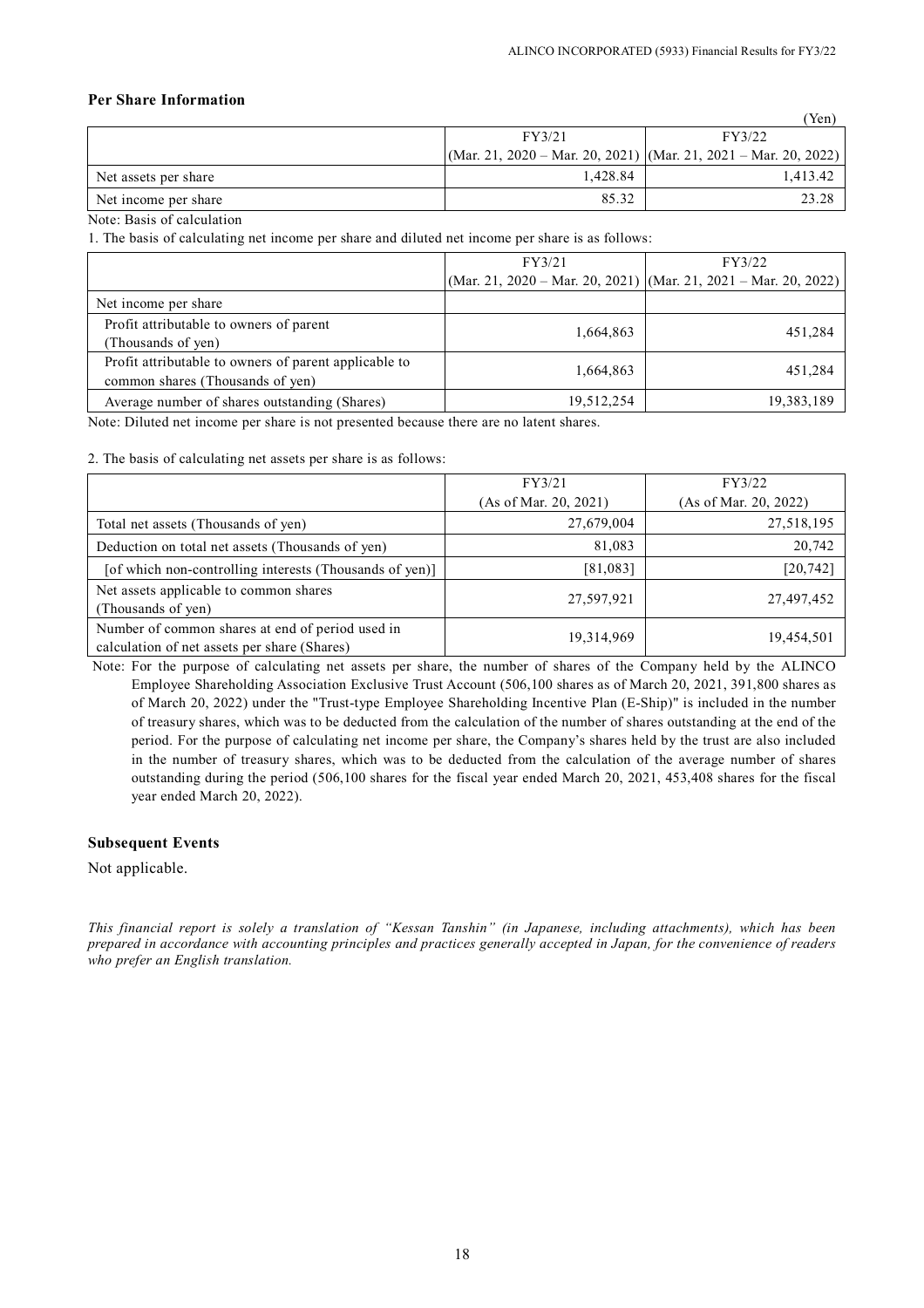### Per Share Information

(Yen)

| | FY3/21<br>(Mar. 21, 2020 – Mar. 20, 2021) | FY3/22<br>(Mar. 21, 2021 – Mar. 20, 2022) |
|---|---|---|
| Net assets per share | 1,428.84 | 1,413.42 |
| Net income per share | 85.32 | 23.28 |

Note: Basis of calculation

1. The basis of calculating net income per share and diluted net income per share is as follows:

| | FY3/21<br>(Mar. 21, 2020 – Mar. 20, 2021) | FY3/22<br>(Mar. 21, 2021 – Mar. 20, 2022) |
|---|---|---|
| Net income per share | | |
| Profit attributable to owners of parent (Thousands of yen) | 1,664,863 | 451,284 |
| Profit attributable to owners of parent applicable to common shares (Thousands of yen) | 1,664,863 | 451,284 |
| Average number of shares outstanding (Shares) | 19,512,254 | 19,383,189 |

Note: Diluted net income per share is not presented because there are no latent shares.

2. The basis of calculating net assets per share is as follows:

| | FY3/21<br>(As of Mar. 20, 2021) | FY3/22<br>(As of Mar. 20, 2022) |
|---|---|---|
| Total net assets (Thousands of yen) | 27,679,004 | 27,518,195 |
| Deduction on total net assets (Thousands of yen) | 81,083 | 20,742 |
| [of which non-controlling interests (Thousands of yen)] | [81,083] | [20,742] |
| Net assets applicable to common shares (Thousands of yen) | 27,597,921 | 27,497,452 |
| Number of common shares at end of period used in calculation of net assets per share (Shares) | 19,314,969 | 19,454,501 |

Note: For the purpose of calculating net assets per share, the number of shares of the Company held by the ALINCO Employee Shareholding Association Exclusive Trust Account (506,100 shares as of March 20, 2021, 391,800 shares as of March 20, 2022) under the "Trust-type Employee Shareholding Incentive Plan (E-Ship)" is included in the number of treasury shares, which was to be deducted from the calculation of the number of shares outstanding at the end of the period. For the purpose of calculating net income per share, the Company's shares held by the trust are also included in the number of treasury shares, which was to be deducted from the calculation of the average number of shares outstanding during the period (506,100 shares for the fiscal year ended March 20, 2021, 453,408 shares for the fiscal year ended March 20, 2022).

### Subsequent Events

Not applicable.

*This financial report is solely a translation of "Kessan Tanshin" (in Japanese, including attachments), which has been prepared in accordance with accounting principles and practices generally accepted in Japan, for the convenience of readers who prefer an English translation.*